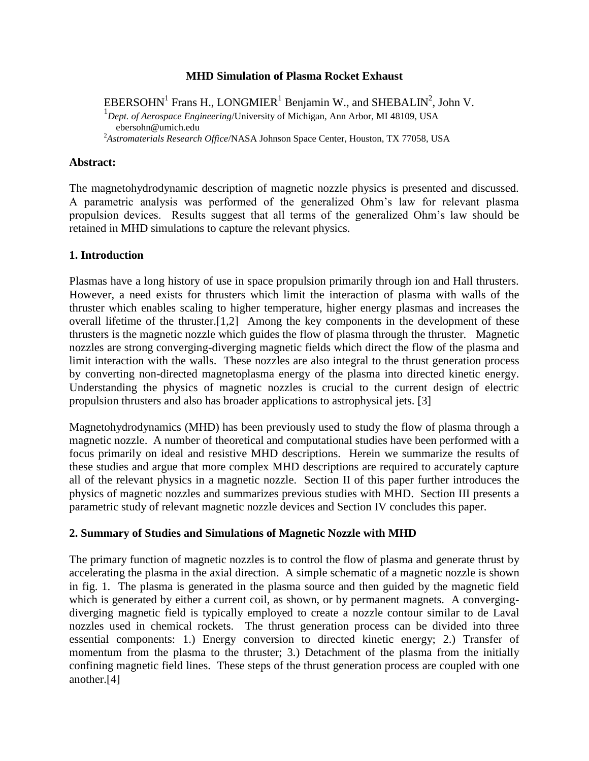# MHD Simulation of Plasma Rocket Exhaust

EBERSOHN[1] Frans H., LONGMIER[1] Benjamin W., and SHEBALIN[2], John V.

[1] *Dept. of Aerospace Engineering*/University of Michigan, Ann Arbor, MI 48109, USA ebersohn@umich.edu

[2] *Astromaterials Research Office*/NASA Johnson Space Center, Houston, TX 77058, USA

## Abstract:

The magnetohydrodynamic description of magnetic nozzle physics is presented and discussed. A parametric analysis was performed of the generalized Ohm's law for relevant plasma propulsion devices. Results suggest that all terms of the generalized Ohm's law should be retained in MHD simulations to capture the relevant physics.

## 1. Introduction

Plasmas have a long history of use in space propulsion primarily through ion and Hall thrusters. However, a need exists for thrusters which limit the interaction of plasma with walls of the thruster which enables scaling to higher temperature, higher energy plasmas and increases the overall lifetime of the thruster.[1,2] Among the key components in the development of these thrusters is the magnetic nozzle which guides the flow of plasma through the thruster. Magnetic nozzles are strong converging-diverging magnetic fields which direct the flow of the plasma and limit interaction with the walls. These nozzles are also integral to the thrust generation process by converting non-directed magnetoplasma energy of the plasma into directed kinetic energy. Understanding the physics of magnetic nozzles is crucial to the current design of electric propulsion thrusters and also has broader applications to astrophysical jets. [3]

Magnetohydrodynamics (MHD) has been previously used to study the flow of plasma through a magnetic nozzle. A number of theoretical and computational studies have been performed with a focus primarily on ideal and resistive MHD descriptions. Herein we summarize the results of these studies and argue that more complex MHD descriptions are required to accurately capture all of the relevant physics in a magnetic nozzle. Section II of this paper further introduces the physics of magnetic nozzles and summarizes previous studies with MHD. Section III presents a parametric study of relevant magnetic nozzle devices and Section IV concludes this paper.

## 2. Summary of Studies and Simulations of Magnetic Nozzle with MHD

The primary function of magnetic nozzles is to control the flow of plasma and generate thrust by accelerating the plasma in the axial direction. A simple schematic of a magnetic nozzle is shown in fig. 1. The plasma is generated in the plasma source and then guided by the magnetic field which is generated by either a current coil, as shown, or by permanent magnets. A converging-diverging magnetic field is typically employed to create a nozzle contour similar to de Laval nozzles used in chemical rockets. The thrust generation process can be divided into three essential components: 1.) Energy conversion to directed kinetic energy; 2.) Transfer of momentum from the plasma to the thruster; 3.) Detachment of the plasma from the initially confining magnetic field lines. These steps of the thrust generation process are coupled with one another.[4]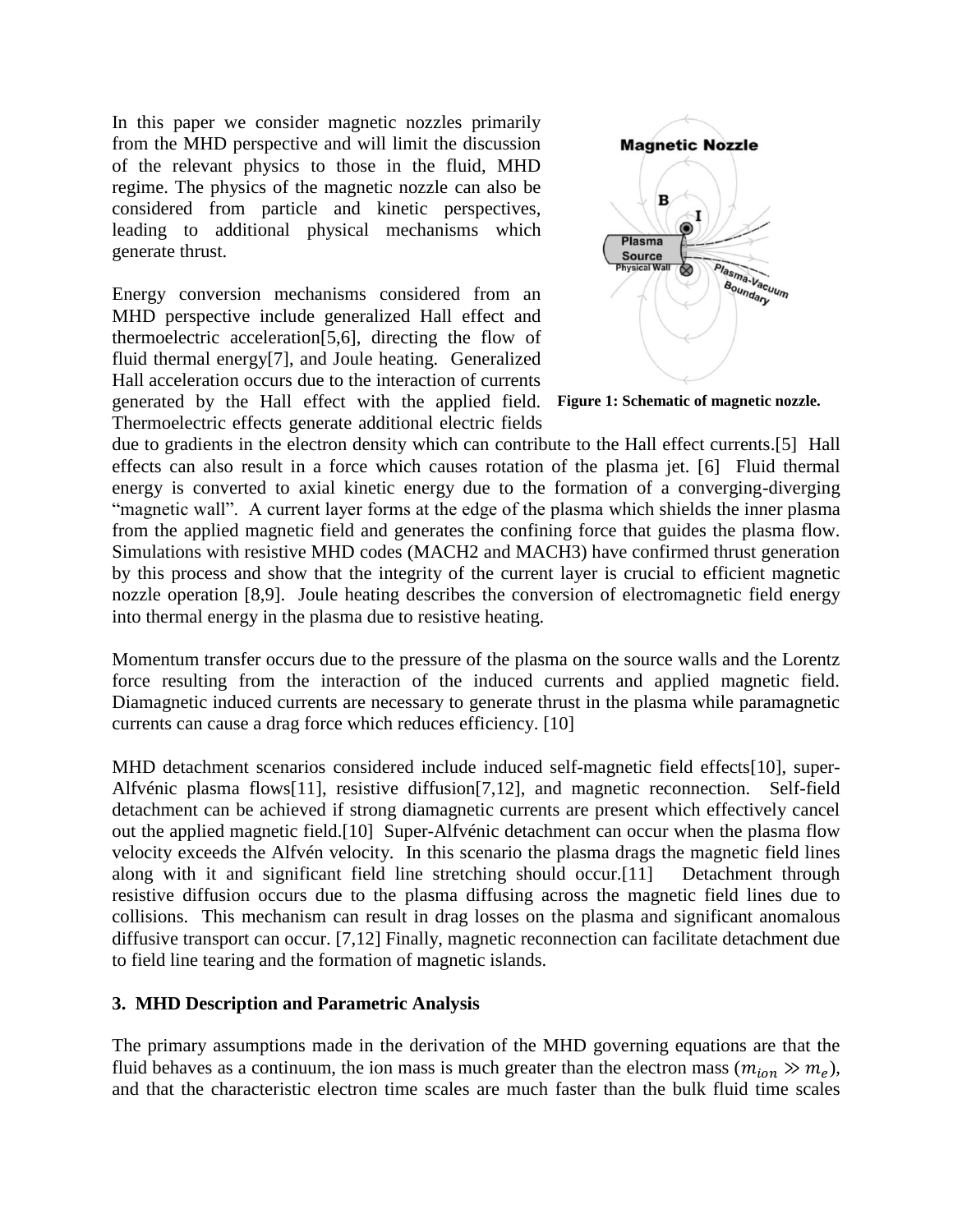In this paper we consider magnetic nozzles primarily from the MHD perspective and will limit the discussion of the relevant physics to those in the fluid, MHD regime. The physics of the magnetic nozzle can also be considered from particle and kinetic perspectives, leading to additional physical mechanisms which generate thrust.

Energy conversion mechanisms considered from an MHD perspective include generalized Hall effect and thermoelectric acceleration[5,6], directing the flow of fluid thermal energy[7], and Joule heating. Generalized Hall acceleration occurs due to the interaction of currents generated by the Hall effect with the applied field. Thermoelectric effects generate additional electric fields due to gradients in the electron density which can contribute to the Hall effect currents.[5] Hall effects can also result in a force which causes rotation of the plasma jet. [6] Fluid thermal energy is converted to axial kinetic energy due to the formation of a converging-diverging "magnetic wall". A current layer forms at the edge of the plasma which shields the inner plasma from the applied magnetic field and generates the confining force that guides the plasma flow. Simulations with resistive MHD codes (MACH2 and MACH3) have confirmed thrust generation by this process and show that the integrity of the current layer is crucial to efficient magnetic nozzle operation [8,9]. Joule heating describes the conversion of electromagnetic field energy into thermal energy in the plasma due to resistive heating.

**Figure 1: Schematic of magnetic nozzle.**

Momentum transfer occurs due to the pressure of the plasma on the source walls and the Lorentz force resulting from the interaction of the induced currents and applied magnetic field. Diamagnetic induced currents are necessary to generate thrust in the plasma while paramagnetic currents can cause a drag force which reduces efficiency. [10]

MHD detachment scenarios considered include induced self-magnetic field effects[10], super-Alfvénic plasma flows[11], resistive diffusion[7,12], and magnetic reconnection. Self-field detachment can be achieved if strong diamagnetic currents are present which effectively cancel out the applied magnetic field.[10] Super-Alfvénic detachment can occur when the plasma flow velocity exceeds the Alfvén velocity. In this scenario the plasma drags the magnetic field lines along with it and significant field line stretching should occur.[11] Detachment through resistive diffusion occurs due to the plasma diffusing across the magnetic field lines due to collisions. This mechanism can result in drag losses on the plasma and significant anomalous diffusive transport can occur. [7,12] Finally, magnetic reconnection can facilitate detachment due to field line tearing and the formation of magnetic islands.

### 3. MHD Description and Parametric Analysis

The primary assumptions made in the derivation of the MHD governing equations are that the fluid behaves as a continuum, the ion mass is much greater than the electron mass ($m_{ion} \gg m_e$), and that the characteristic electron time scales are much faster than the bulk fluid time scales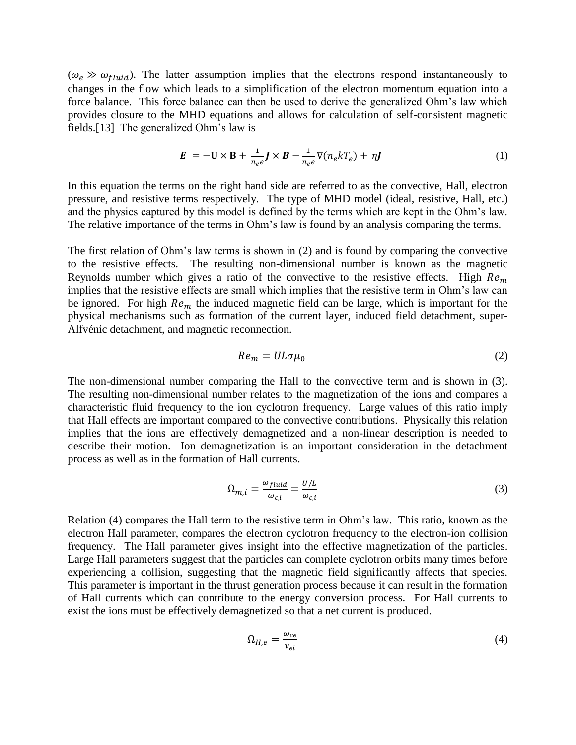($\omega_e \gg \omega_{fluid}$). The latter assumption implies that the electrons respond instantaneously to changes in the flow which leads to a simplification of the electron momentum equation into a force balance. This force balance can then be used to derive the generalized Ohm's law which provides closure to the MHD equations and allows for calculation of self-consistent magnetic fields.[13] The generalized Ohm's law is

$$\boldsymbol{E} = -\mathbf{U} \times \mathbf{B} + \frac{1}{n_e e}\boldsymbol{J} \times \boldsymbol{B} - \frac{1}{n_e e}\nabla(n_e k T_e) + \eta \boldsymbol{J} \tag{1}$$

In this equation the terms on the right hand side are referred to as the convective, Hall, electron pressure, and resistive terms respectively. The type of MHD model (ideal, resistive, Hall, etc.) and the physics captured by this model is defined by the terms which are kept in the Ohm's law. The relative importance of the terms in Ohm's law is found by an analysis comparing the terms.

The first relation of Ohm's law terms is shown in (2) and is found by comparing the convective to the resistive effects. The resulting non-dimensional number is known as the magnetic Reynolds number which gives a ratio of the convective to the resistive effects. High $Re_m$ implies that the resistive effects are small which implies that the resistive term in Ohm's law can be ignored. For high $Re_m$ the induced magnetic field can be large, which is important for the physical mechanisms such as formation of the current layer, induced field detachment, super-Alfvénic detachment, and magnetic reconnection.

$$Re_m = UL\sigma\mu_0 \tag{2}$$

The non-dimensional number comparing the Hall to the convective term and is shown in (3). The resulting non-dimensional number relates to the magnetization of the ions and compares a characteristic fluid frequency to the ion cyclotron frequency. Large values of this ratio imply that Hall effects are important compared to the convective contributions. Physically this relation implies that the ions are effectively demagnetized and a non-linear description is needed to describe their motion. Ion demagnetization is an important consideration in the detachment process as well as in the formation of Hall currents.

$$\Omega_{m,i} = \frac{\omega_{fluid}}{\omega_{c,i}} = \frac{U/L}{\omega_{c,i}} \tag{3}$$

Relation (4) compares the Hall term to the resistive term in Ohm's law. This ratio, known as the electron Hall parameter, compares the electron cyclotron frequency to the electron-ion collision frequency. The Hall parameter gives insight into the effective magnetization of the particles. Large Hall parameters suggest that the particles can complete cyclotron orbits many times before experiencing a collision, suggesting that the magnetic field significantly affects that species. This parameter is important in the thrust generation process because it can result in the formation of Hall currents which can contribute to the energy conversion process. For Hall currents to exist the ions must be effectively demagnetized so that a net current is produced.

$$\Omega_{H,e} = \frac{\omega_{ce}}{\nu_{ei}} \tag{4}$$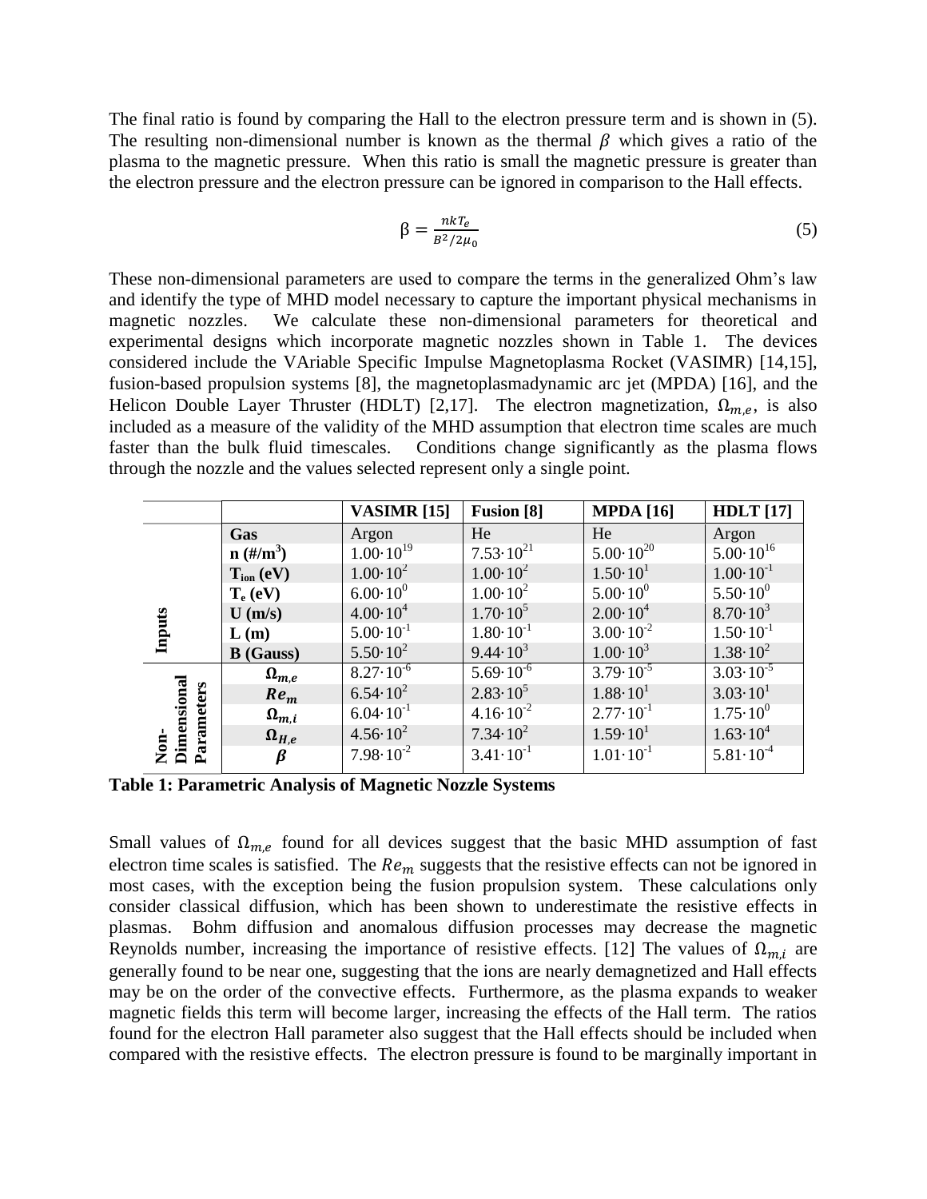The final ratio is found by comparing the Hall to the electron pressure term and is shown in (5). The resulting non-dimensional number is known as the thermal $\beta$ which gives a ratio of the plasma to the magnetic pressure. When this ratio is small the magnetic pressure is greater than the electron pressure and the electron pressure can be ignored in comparison to the Hall effects.

$$\beta = \frac{nkT_e}{B^2/2\mu_0} \tag{5}$$

These non-dimensional parameters are used to compare the terms in the generalized Ohm's law and identify the type of MHD model necessary to capture the important physical mechanisms in magnetic nozzles. We calculate these non-dimensional parameters for theoretical and experimental designs which incorporate magnetic nozzles shown in Table 1. The devices considered include the VAriable Specific Impulse Magnetoplasma Rocket (VASIMR) [14,15], fusion-based propulsion systems [8], the magnetoplasmadynamic arc jet (MPDA) [16], and the Helicon Double Layer Thruster (HDLT) [2,17]. The electron magnetization, $\Omega_{m,e}$, is also included as a measure of the validity of the MHD assumption that electron time scales are much faster than the bulk fluid timescales. Conditions change significantly as the plasma flows through the nozzle and the values selected represent only a single point.

| | | VASIMR [15] | Fusion [8] | MPDA [16] | HDLT [17] |
|---|---|---|---|---|---|
| Inputs | **Gas** | Argon | He | He | Argon |
| | **n (#/m$^3$)** | $1.00\cdot10^{19}$ | $7.53\cdot10^{21}$ | $5.00\cdot10^{20}$ | $5.00\cdot10^{16}$ |
| | **$T_{ion}$ (eV)** | $1.00\cdot10^{2}$ | $1.00\cdot10^{2}$ | $1.50\cdot10^{1}$ | $1.00\cdot10^{-1}$ |
| | **$T_e$ (eV)** | $6.00\cdot10^{0}$ | $1.00\cdot10^{2}$ | $5.00\cdot10^{0}$ | $5.50\cdot10^{0}$ |
| | **U (m/s)** | $4.00\cdot10^{4}$ | $1.70\cdot10^{5}$ | $2.00\cdot10^{4}$ | $8.70\cdot10^{3}$ |
| | **L (m)** | $5.00\cdot10^{-1}$ | $1.80\cdot10^{-1}$ | $3.00\cdot10^{-2}$ | $1.50\cdot10^{-1}$ |
| | **B (Gauss)** | $5.50\cdot10^{2}$ | $9.44\cdot10^{3}$ | $1.00\cdot10^{3}$ | $1.38\cdot10^{2}$ |
| Non-Dimensional Parameters | $\boldsymbol{\Omega_{m,e}}$ | $8.27\cdot10^{-6}$ | $5.69\cdot10^{-6}$ | $3.79\cdot10^{-5}$ | $3.03\cdot10^{-5}$ |
| | $\boldsymbol{Re_m}$ | $6.54\cdot10^{2}$ | $2.83\cdot10^{5}$ | $1.88\cdot10^{1}$ | $3.03\cdot10^{1}$ |
| | $\boldsymbol{\Omega_{m,i}}$ | $6.04\cdot10^{-1}$ | $4.16\cdot10^{-2}$ | $2.77\cdot10^{-1}$ | $1.75\cdot10^{0}$ |
| | $\boldsymbol{\Omega_{H,e}}$ | $4.56\cdot10^{2}$ | $7.34\cdot10^{2}$ | $1.59\cdot10^{1}$ | $1.63\cdot10^{4}$ |
| | $\boldsymbol{\beta}$ | $7.98\cdot10^{-2}$ | $3.41\cdot10^{-1}$ | $1.01\cdot10^{-1}$ | $5.81\cdot10^{-4}$ |

**Table 1: Parametric Analysis of Magnetic Nozzle Systems**

Small values of $\Omega_{m,e}$ found for all devices suggest that the basic MHD assumption of fast electron time scales is satisfied. The $Re_m$ suggests that the resistive effects can not be ignored in most cases, with the exception being the fusion propulsion system. These calculations only consider classical diffusion, which has been shown to underestimate the resistive effects in plasmas. Bohm diffusion and anomalous diffusion processes may decrease the magnetic Reynolds number, increasing the importance of resistive effects. [12] The values of $\Omega_{m,i}$ are generally found to be near one, suggesting that the ions are nearly demagnetized and Hall effects may be on the order of the convective effects. Furthermore, as the plasma expands to weaker magnetic fields this term will become larger, increasing the effects of the Hall term. The ratios found for the electron Hall parameter also suggest that the Hall effects should be included when compared with the resistive effects. The electron pressure is found to be marginally important in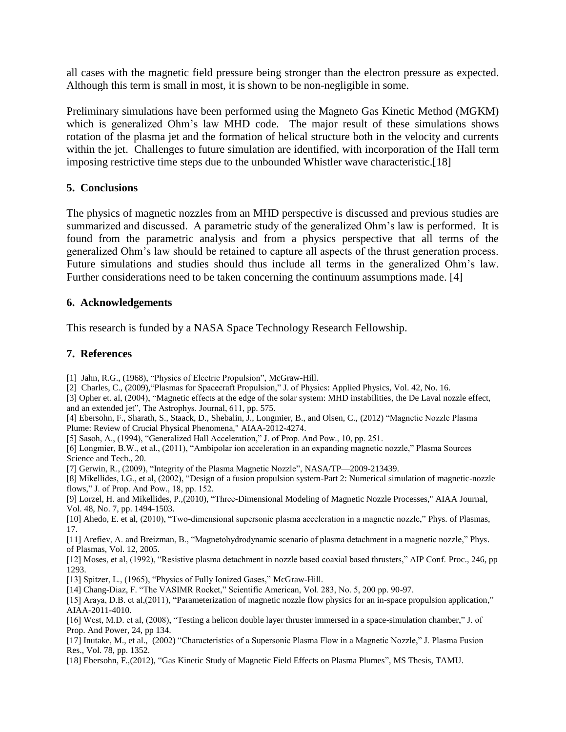all cases with the magnetic field pressure being stronger than the electron pressure as expected. Although this term is small in most, it is shown to be non-negligible in some.

Preliminary simulations have been performed using the Magneto Gas Kinetic Method (MGKM) which is generalized Ohm's law MHD code. The major result of these simulations shows rotation of the plasma jet and the formation of helical structure both in the velocity and currents within the jet. Challenges to future simulation are identified, with incorporation of the Hall term imposing restrictive time steps due to the unbounded Whistler wave characteristic.[18]

## 5. Conclusions

The physics of magnetic nozzles from an MHD perspective is discussed and previous studies are summarized and discussed. A parametric study of the generalized Ohm's law is performed. It is found from the parametric analysis and from a physics perspective that all terms of the generalized Ohm's law should be retained to capture all aspects of the thrust generation process. Future simulations and studies should thus include all terms in the generalized Ohm's law. Further considerations need to be taken concerning the continuum assumptions made. [4]

## 6. Acknowledgements

This research is funded by a NASA Space Technology Research Fellowship.

## 7. References

[1] Jahn, R.G., (1968), "Physics of Electric Propulsion", McGraw-Hill.

[2] Charles, C., (2009),"Plasmas for Spacecraft Propulsion," J. of Physics: Applied Physics, Vol. 42, No. 16.

[3] Opher et. al, (2004), "Magnetic effects at the edge of the solar system: MHD instabilities, the De Laval nozzle effect, and an extended jet", The Astrophys. Journal, 611, pp. 575.

[4] Ebersohn, F., Sharath, S., Staack, D., Shebalin, J., Longmier, B., and Olsen, C., (2012) "Magnetic Nozzle Plasma Plume: Review of Crucial Physical Phenomena," AIAA-2012-4274.

[5] Sasoh, A., (1994), "Generalized Hall Acceleration," J. of Prop. And Pow., 10, pp. 251.

[6] Longmier, B.W., et al., (2011), "Ambipolar ion acceleration in an expanding magnetic nozzle," Plasma Sources Science and Tech., 20.

[7] Gerwin, R., (2009), "Integrity of the Plasma Magnetic Nozzle", NASA/TP—2009-213439.

[8] Mikellides, I.G., et al, (2002), "Design of a fusion propulsion system-Part 2: Numerical simulation of magnetic-nozzle flows," J. of Prop. And Pow., 18, pp. 152.

[9] Lorzel, H. and Mikellides, P.,(2010), "Three-Dimensional Modeling of Magnetic Nozzle Processes," AIAA Journal, Vol. 48, No. 7, pp. 1494-1503.

[10] Ahedo, E. et al, (2010), "Two-dimensional supersonic plasma acceleration in a magnetic nozzle," Phys. of Plasmas, 17.

[11] Arefiev, A. and Breizman, B., "Magnetohydrodynamic scenario of plasma detachment in a magnetic nozzle," Phys. of Plasmas, Vol. 12, 2005.

[12] Moses, et al, (1992), "Resistive plasma detachment in nozzle based coaxial based thrusters," AIP Conf. Proc., 246, pp 1293.

[13] Spitzer, L., (1965), "Physics of Fully Ionized Gases," McGraw-Hill.

[14] Chang-Diaz, F. "The VASIMR Rocket," Scientific American, Vol. 283, No. 5, 200 pp. 90-97.

[15] Araya, D.B. et al,(2011), "Parameterization of magnetic nozzle flow physics for an in-space propulsion application," AIAA-2011-4010.

[16] West, M.D. et al, (2008), "Testing a helicon double layer thruster immersed in a space-simulation chamber," J. of Prop. And Power, 24, pp 134.

[17] Inutake, M., et al., (2002) "Characteristics of a Supersonic Plasma Flow in a Magnetic Nozzle," J. Plasma Fusion Res., Vol. 78, pp. 1352.

[18] Ebersohn, F.,(2012), "Gas Kinetic Study of Magnetic Field Effects on Plasma Plumes", MS Thesis, TAMU.